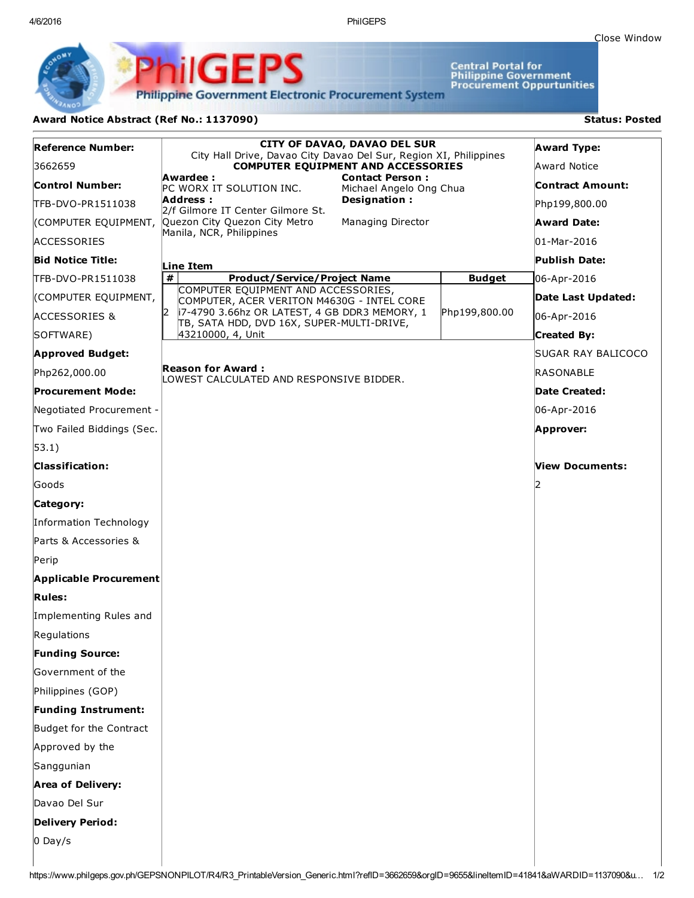Close Window

# PhilGEPS

Philippine Government Electronic Procurement System

Central Portal for Philippine Government Procurement Oppurtunities

**Award Notice Abstract (Ref No.: 1137090)** **Status: Posted**

**Reference Number:**
3662659

**Control Number:**
TFB-DVO-PR1511038 (COMPUTER EQUIPMENT, ACCESSORIES

**Bid Notice Title:**
TFB-DVO-PR1511038 (COMPUTER EQUIPMENT, ACCESSORIES & SOFTWARE)

**Approved Budget:**
Php262,000.00

**Procurement Mode:**
Negotiated Procurement - Two Failed Biddings (Sec. 53.1)

**Classification:**
Goods

**Category:**
Information Technology Parts & Accessories & Perip

**Applicable Procurement Rules:**
Implementing Rules and Regulations

**Funding Source:**
Government of the Philippines (GOP)

**Funding Instrument:**
Budget for the Contract Approved by the Sanggunian

**Area of Delivery:**
Davao Del Sur

**Delivery Period:**
0 Day/s

---

**CITY OF DAVAO, DAVAO DEL SUR**
City Hall Drive, Davao City Davao Del Sur, Region XI, Philippines
**COMPUTER EQUIPMENT AND ACCESSORIES**

**Awardee :**
PC WORX IT SOLUTION INC.

**Address :**
2/f Gilmore IT Center Gilmore St. Quezon City Quezon City Metro Manila, NCR, Philippines

**Contact Person :**
Michael Angelo Ong Chua

**Designation :**
Managing Director

**Line Item**

| # | Product/Service/Project Name | Budget |
|---|---|---|
| 2 | COMPUTER EQUIPMENT AND ACCESSORIES, COMPUTER, ACER VERITON M4630G - INTEL CORE i7-4790 3.66hz OR LATEST, 4 GB DDR3 MEMORY, 1 TB, SATA HDD, DVD 16X, SUPER-MULTI-DRIVE, 43210000, 4, Unit | Php199,800.00 |

**Reason for Award :**
LOWEST CALCULATED AND RESPONSIVE BIDDER.

---

**Award Type:**
Award Notice

**Contract Amount:**
Php199,800.00

**Award Date:**
01-Mar-2016

**Publish Date:**
06-Apr-2016

**Date Last Updated:**
06-Apr-2016

**Created By:**
SUGAR RAY BALICOCO RASONABLE

**Date Created:**
06-Apr-2016

**Approver:**

**View Documents:**
2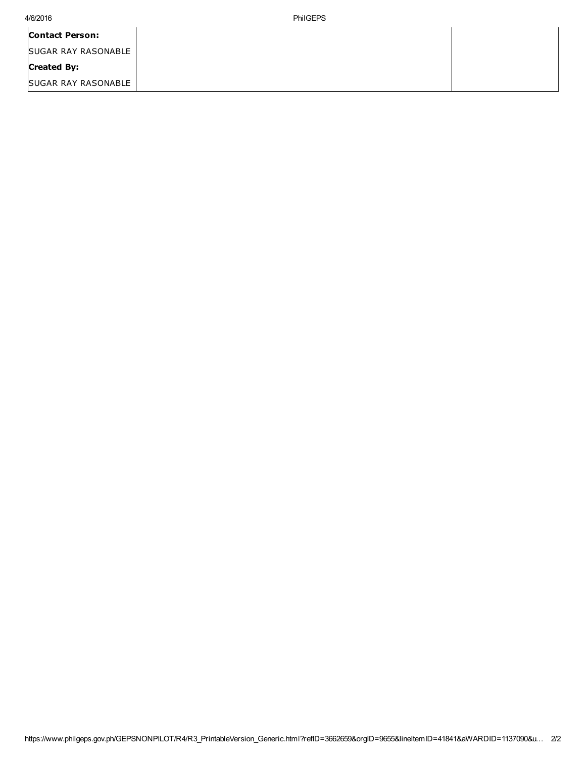| | | |
|---|---|---|
| **Contact Person:** | | |
| SUGAR RAY RASONABLE | | |
| **Created By:** | | |
| SUGAR RAY RASONABLE | | |